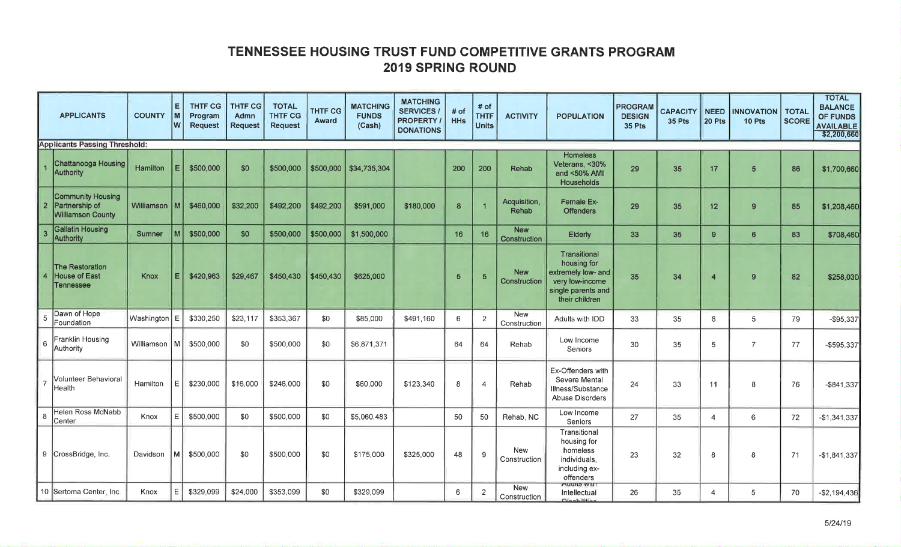# TENNESSEE HOUSING TRUST FUND COMPETITIVE GRANTS PROGRAM
## 2019 SPRING ROUND

| | APPLICANTS | COUNTY | E M W | THTF CG Program Request | THTF CG Admn Request | TOTAL THTF CG Request | THTF CG Award | MATCHING FUNDS (Cash) | MATCHING SERVICES / PROPERTY / DONATIONS | # of HHs | # of THTF Units | ACTIVITY | POPULATION | PROGRAM DESIGN 35 Pts | CAPACITY 35 Pts | NEED 20 Pts | INNOVATION 10 Pts | TOTAL SCORE | TOTAL BALANCE OF FUNDS AVAILABLE $2,200,660 |
|---|---|---|---|---|---|---|---|---|---|---|---|---|---|---|---|---|---|---|---|
| **Applicants Passing Threshold:** | | | | | | | | | | | | | | | | | | | |
| 1 | Chattanooga Housing Authority | Hamilton | E | $500,000 | $0 | $500,000 | $500,000 | $34,735,304 | | 200 | 200 | Rehab | Homeless Veterans, <30% and <50% AMI Households | 29 | 35 | 17 | 5 | 86 | $1,700,660 |
| 2 | Community Housing Partnership of Williamson County | Williamson | M | $460,000 | $32,200 | $492,200 | $492,200 | $591,000 | $180,000 | 8 | 1 | Acquisition, Rehab | Female Ex-Offenders | 29 | 35 | 12 | 9 | 85 | $1,208,460 |
| 3 | Gallatin Housing Authority | Sumner | M | $500,000 | $0 | $500,000 | $500,000 | $1,500,000 | | 16 | 16 | New Construction | Elderly | 33 | 35 | 9 | 6 | 83 | $708,460 |
| 4 | The Restoration House of East Tennessee | Knox | E | $420,963 | $29,467 | $450,430 | $450,430 | $625,000 | | 5 | 5 | New Construction | Transitional housing for extremely low- and very low-income single parents and their children | 35 | 34 | 4 | 9 | 82 | $258,030 |
| 5 | Dawn of Hope Foundation | Washington | E | $330,250 | $23,117 | $353,367 | $0 | $85,000 | $491,160 | 6 | 2 | New Construction | Adults with IDD | 33 | 35 | 6 | 5 | 79 | -$95,337 |
| 6 | Franklin Housing Authority | Williamson | M | $500,000 | $0 | $500,000 | $0 | $6,871,371 | | 64 | 64 | Rehab | Low Income Seniors | 30 | 35 | 5 | 7 | 77 | -$595,337 |
| 7 | Volunteer Behavioral Health | Hamilton | E | $230,000 | $16,000 | $246,000 | $0 | $60,000 | $123,340 | 8 | 4 | Rehab | Ex-Offenders with Severe Mental Illness/Substance Abuse Disorders | 24 | 33 | 11 | 8 | 76 | -$841,337 |
| 8 | Helen Ross McNabb Center | Knox | E | $500,000 | $0 | $500,000 | $0 | $5,060,483 | | 50 | 50 | Rehab, NC | Low Income Seniors | 27 | 35 | 4 | 6 | 72 | -$1,341,337 |
| 9 | CrossBridge, Inc. | Davidson | M | $500,000 | $0 | $500,000 | $0 | $175,000 | $325,000 | 48 | 9 | New Construction | Transitional housing for homeless individuals, including ex-offenders | 23 | 32 | 8 | 8 | 71 | -$1,841,337 |
| 10 | Sertoma Center, Inc. | Knox | E | $329,099 | $24,000 | $353,099 | $0 | $329,099 | | 6 | 2 | New Construction | Adults with Intellectual Disabilities | 26 | 35 | 4 | 5 | 70 | -$2,194,436 |

5/24/19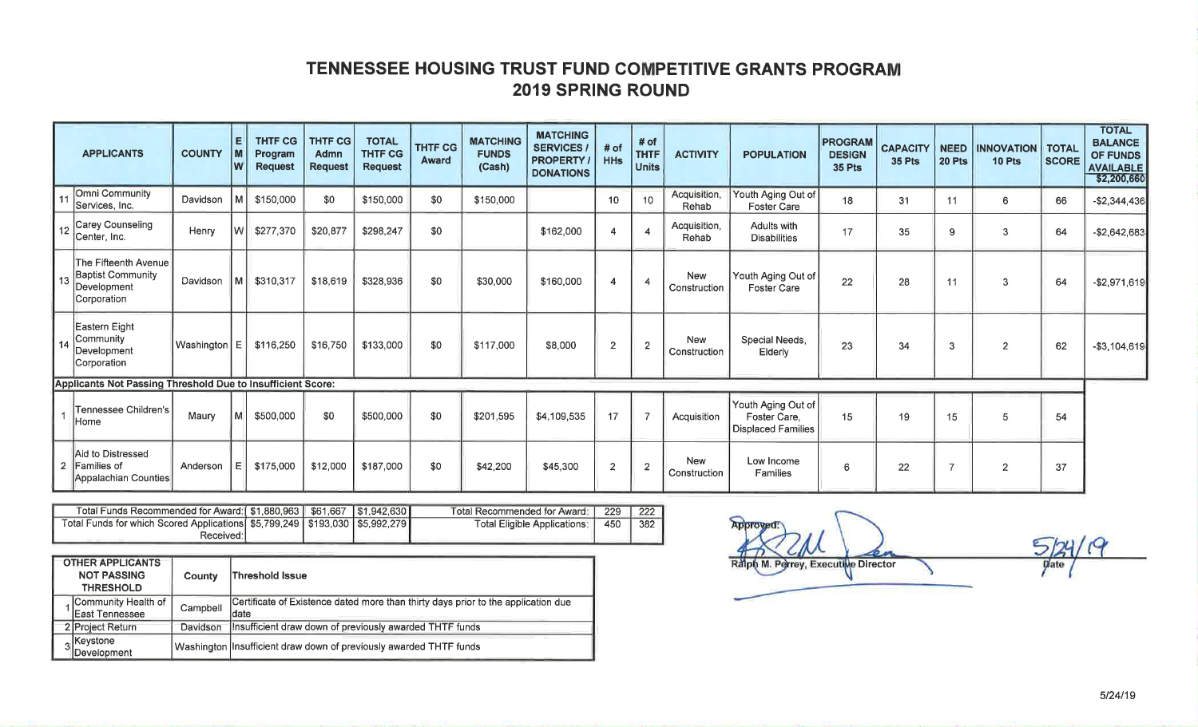# TENNESSEE HOUSING TRUST FUND COMPETITIVE GRANTS PROGRAM
## 2019 SPRING ROUND

| | APPLICANTS | COUNTY | E M W | THTF CG Program Request | THTF CG Admn Request | TOTAL THTF CG Request | THTF CG Award | MATCHING FUNDS (Cash) | MATCHING SERVICES / PROPERTY / DONATIONS | # of HHs | # of THTF Units | ACTIVITY | POPULATION | PROGRAM DESIGN 35 Pts | CAPACITY 35 Pts | NEED 20 Pts | INNOVATION 10 Pts | TOTAL SCORE | TOTAL BALANCE OF FUNDS AVAILABLE $2,200,660 |
|---|---|---|---|---|---|---|---|---|---|---|---|---|---|---|---|---|---|---|---|
| 11 | Omni Community Services, Inc. | Davidson | M | $150,000 | $0 | $150,000 | $0 | $150,000 | | 10 | 10 | Acquisition, Rehab | Youth Aging Out of Foster Care | 18 | 31 | 11 | 6 | 66 | -$2,344,436 |
| 12 | Carey Counseling Center, Inc. | Henry | W | $277,370 | $20,877 | $298,247 | $0 | | $162,000 | 4 | 4 | Acquisition, Rehab | Adults with Disabilities | 17 | 35 | 9 | 3 | 64 | -$2,642,683 |
| 13 | The Fifteenth Avenue Baptist Community Development Corporation | Davidson | M | $310,317 | $18,619 | $328,936 | $0 | $30,000 | $160,000 | 4 | 4 | New Construction | Youth Aging Out of Foster Care | 22 | 28 | 11 | 3 | 64 | -$2,971,619 |
| 14 | Eastern Eight Community Development Corporation | Washington | E | $116,250 | $16,750 | $133,000 | $0 | $117,000 | $8,000 | 2 | 2 | New Construction | Special Needs, Elderly | 23 | 34 | 3 | 2 | 62 | -$3,104,619 |
| | **Applicants Not Passing Threshold Due to Insufficient Score:** | | | | | | | | | | | | | | | | | | |
| 1 | Tennessee Children's Home | Maury | M | $500,000 | $0 | $500,000 | $0 | $201,595 | $4,109,535 | 17 | 7 | Acquisition | Youth Aging Out of Foster Care, Displaced Families | 15 | 19 | 15 | 5 | 54 | |
| 2 | Aid to Distressed Families of Appalachian Counties | Anderson | E | $175,000 | $12,000 | $187,000 | $0 | $42,200 | $45,300 | 2 | 2 | New Construction | Low Income Families | 6 | 22 | 7 | 2 | 37 | |

| | | | | | | |
|---|---|---|---|---|---|---|
| Total Funds Recommended for Award: | $1,880,963 | $61,667 | $1,942,630 | Total Recommended for Award: | 229 | 222 |
| Total Funds for which Scored Applications Received: | $5,799,249 | $193,030 | $5,992,279 | Total Eligible Applications: | 450 | 382 |

| | OTHER APPLICANTS NOT PASSING THRESHOLD | County | Threshold Issue |
|---|---|---|---|
| 1 | Community Health of East Tennessee | Campbell | Certificate of Existence dated more than thirty days prior to the application due date |
| 2 | Project Return | Davidson | Insufficient draw down of previously awarded THTF funds |
| 3 | Keystone Development | Washington | Insufficient draw down of previously awarded THTF funds |

Approved:

Ralph M. Perrey, Executive Director

5/24/19
Date

5/24/19